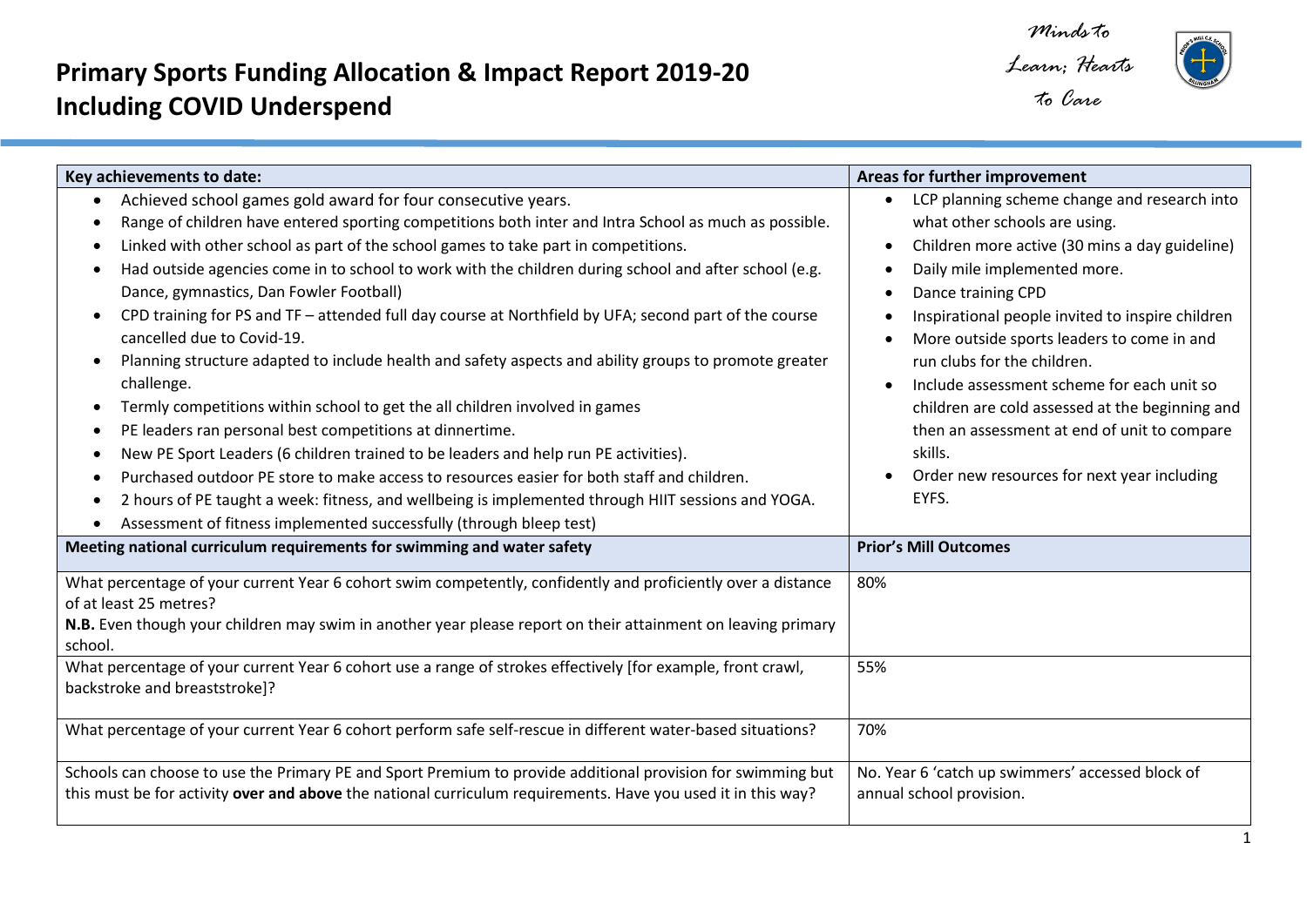# Primary Sports Funding Allocation & Impact Report 2019-20 Including COVID Underspend

*Minds to Learn; Hearts to Care*

| Key achievements to date: | Areas for further improvement |
|---|---|
| • Achieved school games gold award for four consecutive years.<br>• Range of children have entered sporting competitions both inter and Intra School as much as possible.<br>• Linked with other school as part of the school games to take part in competitions.<br>• Had outside agencies come in to school to work with the children during school and after school (e.g. Dance, gymnastics, Dan Fowler Football)<br>• CPD training for PS and TF – attended full day course at Northfield by UFA; second part of the course cancelled due to Covid-19.<br>• Planning structure adapted to include health and safety aspects and ability groups to promote greater challenge.<br>• Termly competitions within school to get the all children involved in games<br>• PE leaders ran personal best competitions at dinnertime.<br>• New PE Sport Leaders (6 children trained to be leaders and help run PE activities).<br>• Purchased outdoor PE store to make access to resources easier for both staff and children.<br>• 2 hours of PE taught a week: fitness, and wellbeing is implemented through HIIT sessions and YOGA.<br>• Assessment of fitness implemented successfully (through bleep test) | • LCP planning scheme change and research into what other schools are using.<br>• Children more active (30 mins a day guideline)<br>• Daily mile implemented more.<br>• Dance training CPD<br>• Inspirational people invited to inspire children<br>• More outside sports leaders to come in and run clubs for the children.<br>• Include assessment scheme for each unit so children are cold assessed at the beginning and then an assessment at end of unit to compare skills.<br>• Order new resources for next year including EYFS. |

| Meeting national curriculum requirements for swimming and water safety | Prior's Mill Outcomes |
|---|---|
| What percentage of your current Year 6 cohort swim competently, confidently and proficiently over a distance of at least 25 metres?<br>**N.B.** Even though your children may swim in another year please report on their attainment on leaving primary school. | 80% |
| What percentage of your current Year 6 cohort use a range of strokes effectively [for example, front crawl, backstroke and breaststroke]? | 55% |
| What percentage of your current Year 6 cohort perform safe self-rescue in different water-based situations? | 70% |
| Schools can choose to use the Primary PE and Sport Premium to provide additional provision for swimming but this must be for activity **over and above** the national curriculum requirements. Have you used it in this way? | No. Year 6 'catch up swimmers' accessed block of annual school provision. |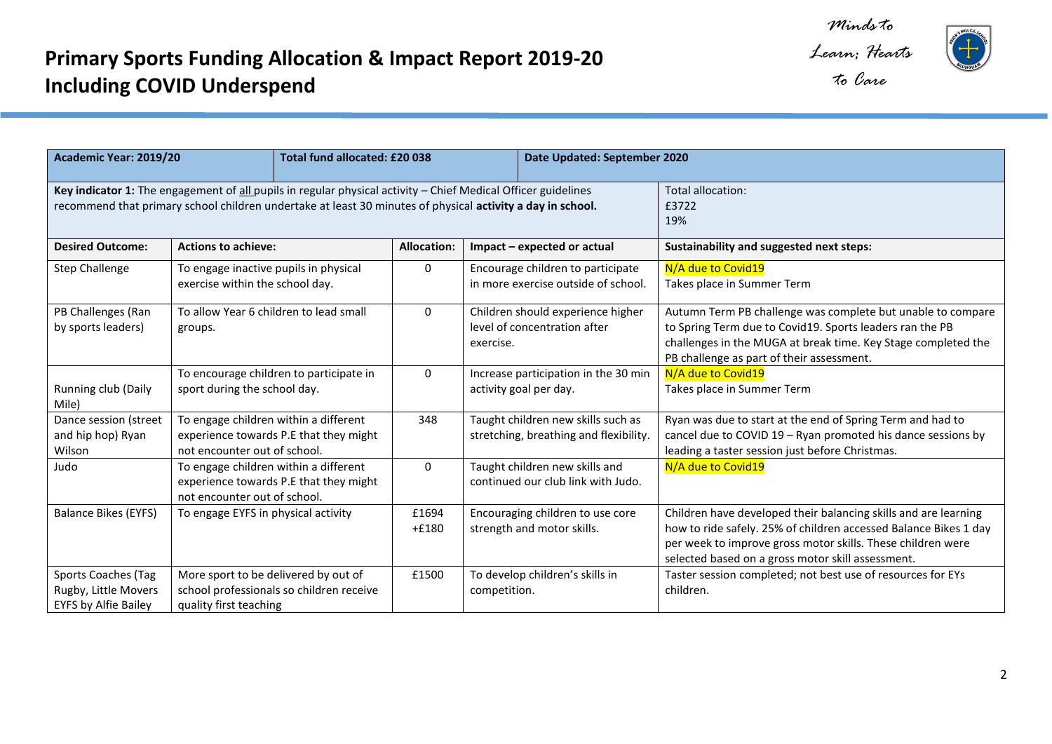# Primary Sports Funding Allocation & Impact Report 2019-20 Including COVID Underspend

*Minds to Learn; Hearts to Care*

| Academic Year: 2019/20 | Total fund allocated: £20 038 | | Date Updated: September 2020 | |
|---|---|---|---|---|
| **Key indicator 1:** The engagement of all pupils in regular physical activity – Chief Medical Officer guidelines recommend that primary school children undertake at least 30 minutes of physical **activity a day in school.** | | | | Total allocation: £3722 19% |
| **Desired Outcome:** | **Actions to achieve:** | **Allocation:** | **Impact – expected or actual** | **Sustainability and suggested next steps:** |
| Step Challenge | To engage inactive pupils in physical exercise within the school day. | 0 | Encourage children to participate in more exercise outside of school. | N/A due to Covid19 Takes place in Summer Term |
| PB Challenges (Ran by sports leaders) | To allow Year 6 children to lead small groups. | 0 | Children should experience higher level of concentration after exercise. | Autumn Term PB challenge was complete but unable to compare to Spring Term due to Covid19. Sports leaders ran the PB challenges in the MUGA at break time. Key Stage completed the PB challenge as part of their assessment. |
| Running club (Daily Mile) | To encourage children to participate in sport during the school day. | 0 | Increase participation in the 30 min activity goal per day. | N/A due to Covid19 Takes place in Summer Term |
| Dance session (street and hip hop) Ryan Wilson | To engage children within a different experience towards P.E that they might not encounter out of school. | 348 | Taught children new skills such as stretching, breathing and flexibility. | Ryan was due to start at the end of Spring Term and had to cancel due to COVID 19 – Ryan promoted his dance sessions by leading a taster session just before Christmas. |
| Judo | To engage children within a different experience towards P.E that they might not encounter out of school. | 0 | Taught children new skills and continued our club link with Judo. | N/A due to Covid19 |
| Balance Bikes (EYFS) | To engage EYFS in physical activity | £1694 +£180 | Encouraging children to use core strength and motor skills. | Children have developed their balancing skills and are learning how to ride safely. 25% of children accessed Balance Bikes 1 day per week to improve gross motor skills. These children were selected based on a gross motor skill assessment. |
| Sports Coaches (Tag Rugby, Little Movers EYFS by Alfie Bailey | More sport to be delivered by out of school professionals so children receive quality first teaching | £1500 | To develop children's skills in competition. | Taster session completed; not best use of resources for EYs children. |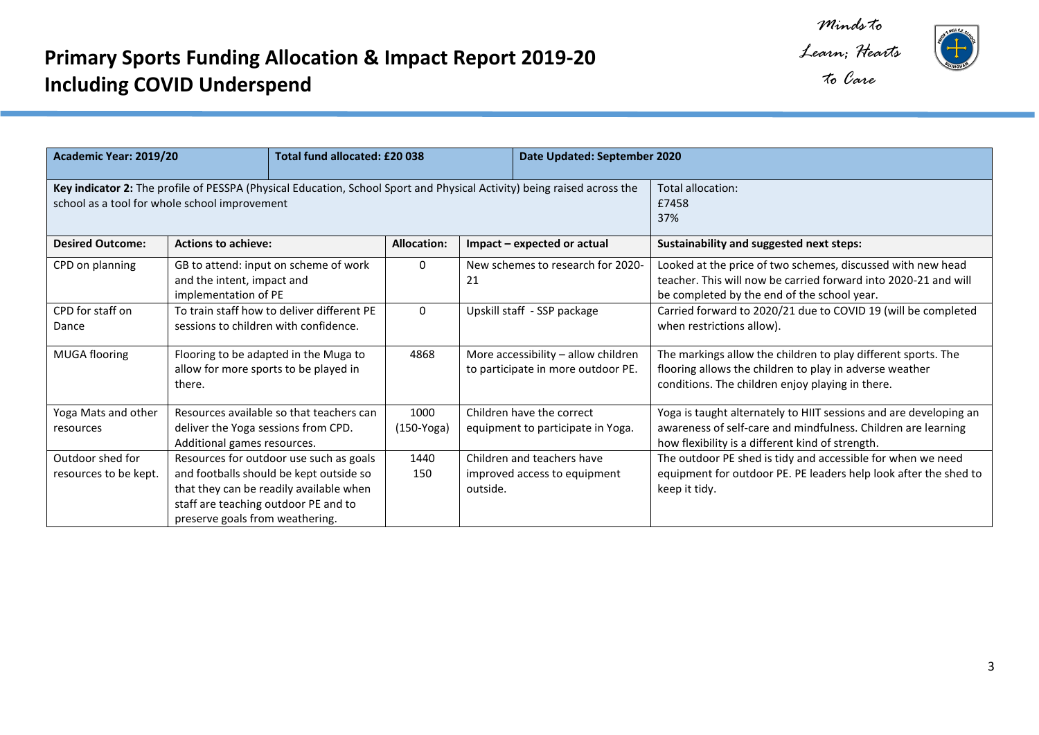# Primary Sports Funding Allocation & Impact Report 2019-20 Including COVID Underspend

*Minds to Learn; Hearts to Care*

| Academic Year: 2019/20 | Total fund allocated: £20 038 | | Date Updated: September 2020 | |
|---|---|---|---|---|
| **Key indicator 2:** The profile of PESSPA (Physical Education, School Sport and Physical Activity) being raised across the school as a tool for whole school improvement | | | | Total allocation: £7458 37% |
| **Desired Outcome:** | **Actions to achieve:** | **Allocation:** | **Impact – expected or actual** | **Sustainability and suggested next steps:** |
| CPD on planning | GB to attend: input on scheme of work and the intent, impact and implementation of PE | 0 | New schemes to research for 2020-21 | Looked at the price of two schemes, discussed with new head teacher. This will now be carried forward into 2020-21 and will be completed by the end of the school year. |
| CPD for staff on Dance | To train staff how to deliver different PE sessions to children with confidence. | 0 | Upskill staff - SSP package | Carried forward to 2020/21 due to COVID 19 (will be completed when restrictions allow). |
| MUGA flooring | Flooring to be adapted in the Muga to allow for more sports to be played in there. | 4868 | More accessibility – allow children to participate in more outdoor PE. | The markings allow the children to play different sports. The flooring allows the children to play in adverse weather conditions. The children enjoy playing in there. |
| Yoga Mats and other resources | Resources available so that teachers can deliver the Yoga sessions from CPD. Additional games resources. | 1000 (150-Yoga) | Children have the correct equipment to participate in Yoga. | Yoga is taught alternately to HIIT sessions and are developing an awareness of self-care and mindfulness. Children are learning how flexibility is a different kind of strength. |
| Outdoor shed for resources to be kept. | Resources for outdoor use such as goals and footballs should be kept outside so that they can be readily available when staff are teaching outdoor PE and to preserve goals from weathering. | 1440 150 | Children and teachers have improved access to equipment outside. | The outdoor PE shed is tidy and accessible for when we need equipment for outdoor PE. PE leaders help look after the shed to keep it tidy. |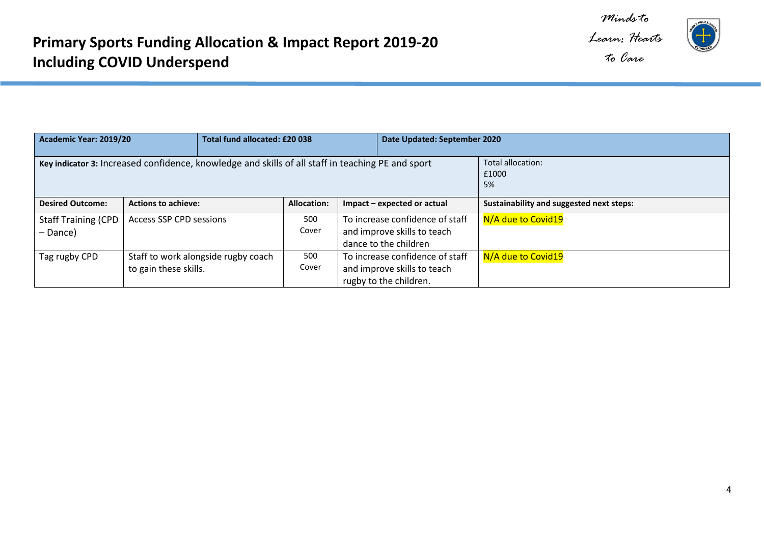# Primary Sports Funding Allocation & Impact Report 2019-20
# Including COVID Underspend

*Minds to Learn; Hearts to Care*

| Academic Year: 2019/20 | | Total fund allocated: £20 038 | | Date Updated: September 2020 |
|---|---|---|---|---|
| **Key indicator 3:** Increased confidence, knowledge and skills of all staff in teaching PE and sport | | | | Total allocation:<br>£1000<br>5% |
| **Desired Outcome:** | **Actions to achieve:** | **Allocation:** | **Impact – expected or actual** | **Sustainability and suggested next steps:** |
| Staff Training (CPD – Dance) | Access SSP CPD sessions | 500<br>Cover | To increase confidence of staff and improve skills to teach dance to the children | N/A due to Covid19 |
| Tag rugby CPD | Staff to work alongside rugby coach to gain these skills. | 500<br>Cover | To increase confidence of staff and improve skills to teach rugby to the children. | N/A due to Covid19 |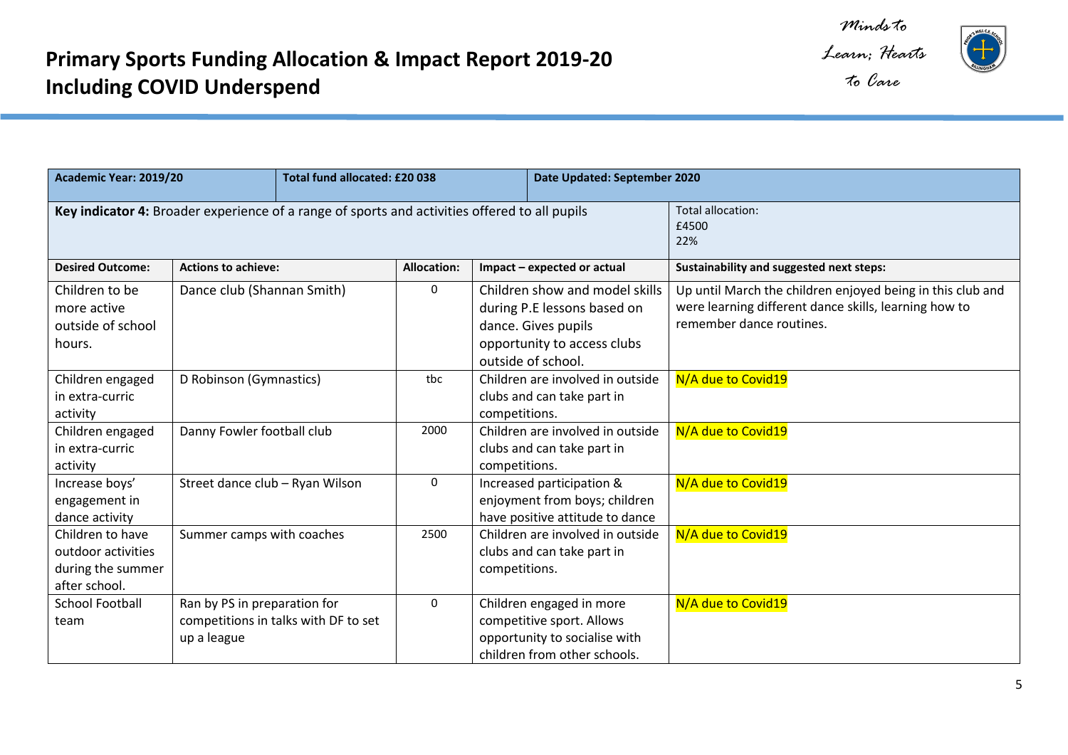# Primary Sports Funding Allocation & Impact Report 2019-20 Including COVID Underspend

*Minds to Learn; Hearts to Care*

| Academic Year: 2019/20 | Total fund allocated: £20 038 | | Date Updated: September 2020 | |
|---|---|---|---|---|
| **Key indicator 4:** Broader experience of a range of sports and activities offered to all pupils | | | | Total allocation: £4500 22% |
| **Desired Outcome:** | **Actions to achieve:** | **Allocation:** | **Impact – expected or actual** | **Sustainability and suggested next steps:** |
| Children to be more active outside of school hours. | Dance club (Shannan Smith) | 0 | Children show and model skills during P.E lessons based on dance. Gives pupils opportunity to access clubs outside of school. | Up until March the children enjoyed being in this club and were learning different dance skills, learning how to remember dance routines. |
| Children engaged in extra-curric activity | D Robinson (Gymnastics) | tbc | Children are involved in outside clubs and can take part in competitions. | N/A due to Covid19 |
| Children engaged in extra-curric activity | Danny Fowler football club | 2000 | Children are involved in outside clubs and can take part in competitions. | N/A due to Covid19 |
| Increase boys' engagement in dance activity | Street dance club – Ryan Wilson | 0 | Increased participation & enjoyment from boys; children have positive attitude to dance | N/A due to Covid19 |
| Children to have outdoor activities during the summer after school. | Summer camps with coaches | 2500 | Children are involved in outside clubs and can take part in competitions. | N/A due to Covid19 |
| School Football team | Ran by PS in preparation for competitions in talks with DF to set up a league | 0 | Children engaged in more competitive sport. Allows opportunity to socialise with children from other schools. | N/A due to Covid19 |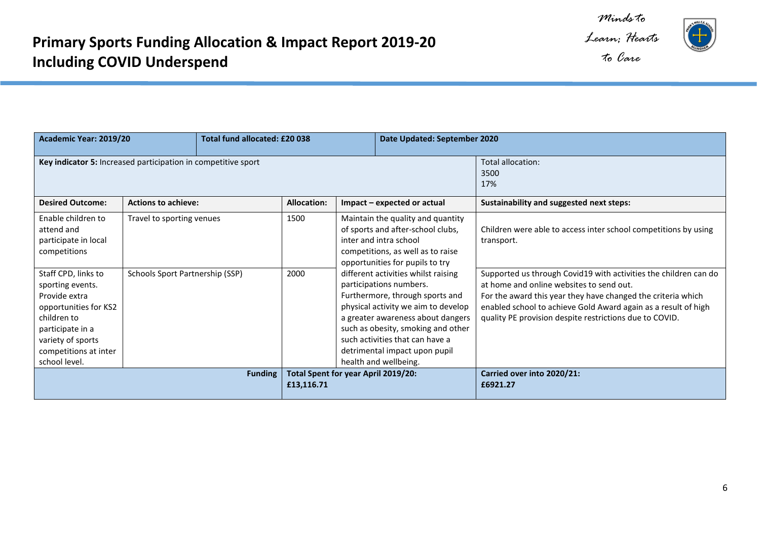# Primary Sports Funding Allocation & Impact Report 2019-20
# Including COVID Underspend

*Minds to Learn; Hearts to Care*

| Academic Year: 2019/20 | Total fund allocated: £20 038 | | Date Updated: September 2020 | |
|---|---|---|---|---|
| **Key indicator 5:** Increased participation in competitive sport | | | | Total allocation: 3500 17% |
| **Desired Outcome:** | **Actions to achieve:** | **Allocation:** | **Impact – expected or actual** | **Sustainability and suggested next steps:** |
| Enable children to attend and participate in local competitions | Travel to sporting venues | 1500 | Maintain the quality and quantity of sports and after-school clubs, inter and intra school competitions, as well as to raise opportunities for pupils to try different activities whilst raising participations numbers. Furthermore, through sports and physical activity we aim to develop a greater awareness about dangers such as obesity, smoking and other such activities that can have a detrimental impact upon pupil health and wellbeing. | Children were able to access inter school competitions by using transport. |
| Staff CPD, links to sporting events. Provide extra opportunities for KS2 children to participate in a variety of sports competitions at inter school level. | Schools Sport Partnership (SSP) | 2000 | | Supported us through Covid19 with activities the children can do at home and online websites to send out. For the award this year they have changed the criteria which enabled school to achieve Gold Award again as a result of high quality PE provision despite restrictions due to COVID. |
| | **Funding** | **Total Spent for year April 2019/20: £13,116.71** | | **Carried over into 2020/21: £6921.27** |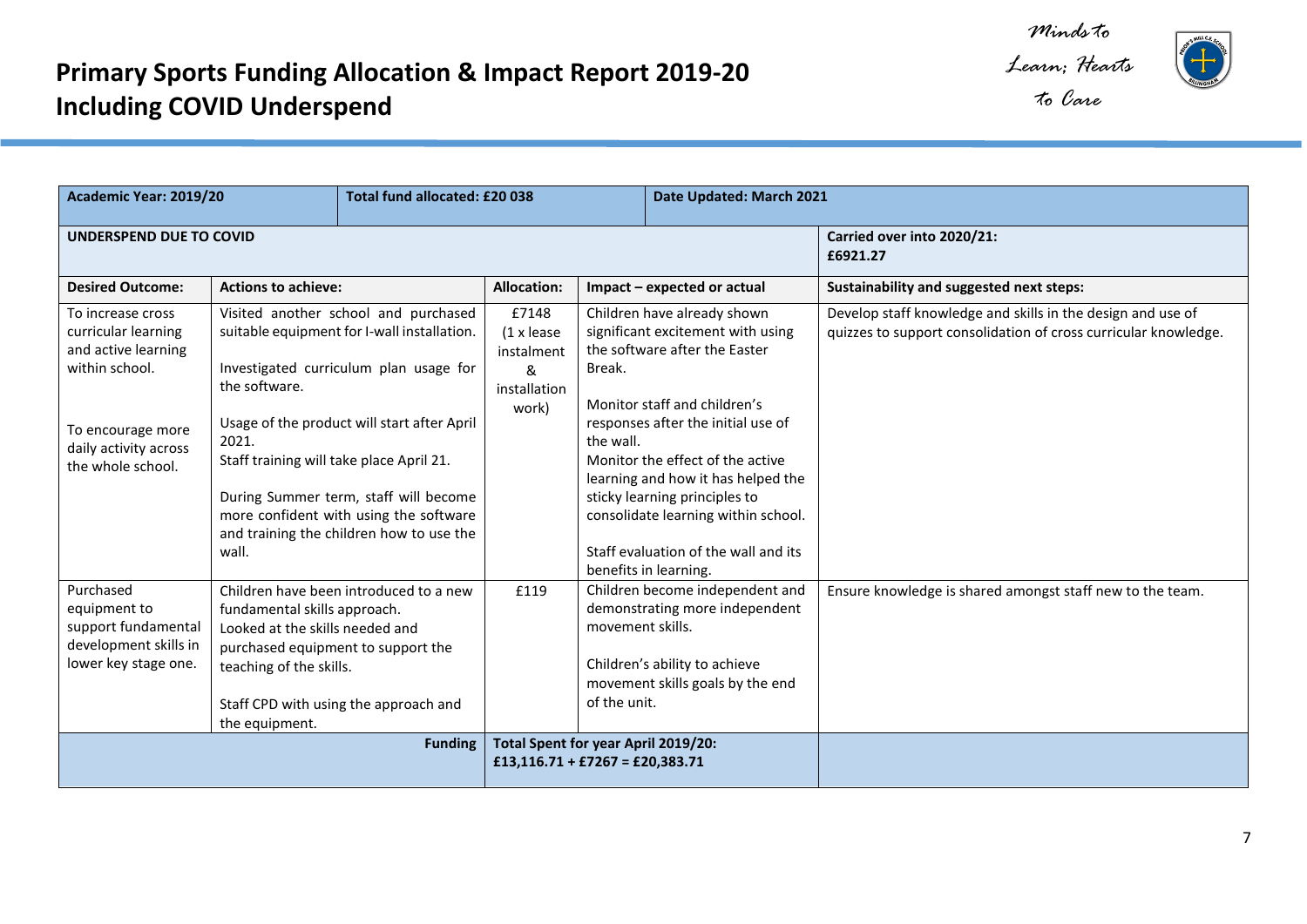# Primary Sports Funding Allocation & Impact Report 2019-20 Including COVID Underspend

*Minds to Learn; Hearts to Care*

| Academic Year: 2019/20 | Total fund allocated: £20 038 | | Date Updated: March 2021 | |
|---|---|---|---|---|
| **UNDERSPEND DUE TO COVID** | | | | **Carried over into 2020/21: £6921.27** |
| **Desired Outcome:** | **Actions to achieve:** | **Allocation:** | **Impact – expected or actual** | **Sustainability and suggested next steps:** |
| To increase cross curricular learning and active learning within school.<br><br>To encourage more daily activity across the whole school. | Visited another school and purchased suitable equipment for I-wall installation.<br><br>Investigated curriculum plan usage for the software.<br><br>Usage of the product will start after April 2021.<br>Staff training will take place April 21.<br><br>During Summer term, staff will become more confident with using the software and training the children how to use the wall. | £7148 (1 x lease instalment & installation work) | Children have already shown significant excitement with using the software after the Easter Break.<br><br>Monitor staff and children's responses after the initial use of the wall.<br>Monitor the effect of the active learning and how it has helped the sticky learning principles to consolidate learning within school.<br><br>Staff evaluation of the wall and its benefits in learning. | Develop staff knowledge and skills in the design and use of quizzes to support consolidation of cross curricular knowledge. |
| Purchased equipment to support fundamental development skills in lower key stage one. | Children have been introduced to a new fundamental skills approach.<br>Looked at the skills needed and purchased equipment to support the teaching of the skills.<br><br>Staff CPD with using the approach and the equipment. | £119 | Children become independent and demonstrating more independent movement skills.<br><br>Children's ability to achieve movement skills goals by the end of the unit. | Ensure knowledge is shared amongst staff new to the team. |
| | **Funding** | **Total Spent for year April 2019/20: £13,116.71 + £7267 = £20,383.71** | | |